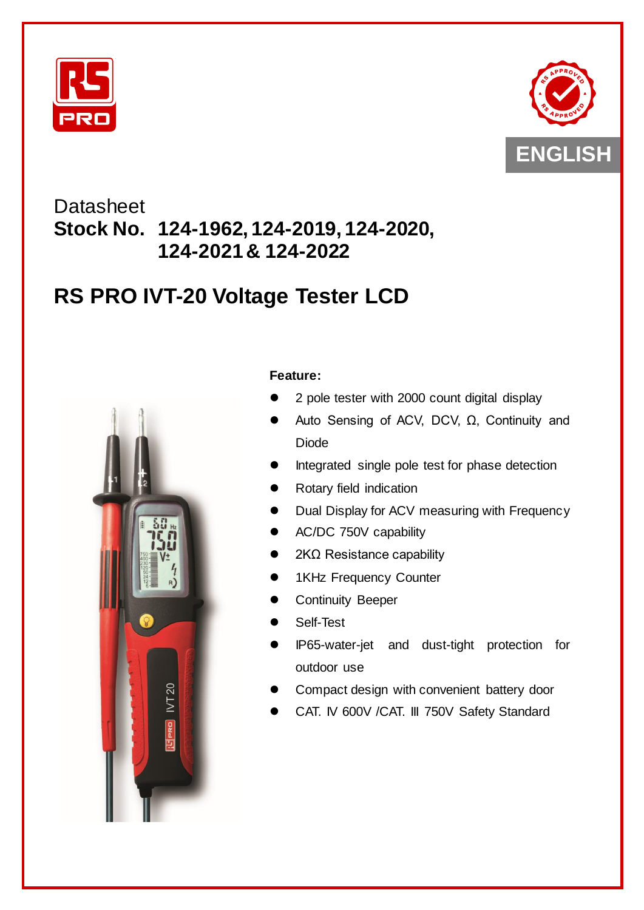ENGLISH

Datasheet

**Stock No. 124-1962, 124-2019, 124-2020, 124-2021 & 124-2022**

# RS PRO IVT-20 Voltage Tester LCD

**Feature:**

- 2 pole tester with 2000 count digital display
- Auto Sensing of ACV, DCV, Ω, Continuity and Diode
- Integrated single pole test for phase detection
- Rotary field indication
- Dual Display for ACV measuring with Frequency
- AC/DC 750V capability
- 2KΩ Resistance capability
- 1KHz Frequency Counter
- Continuity Beeper
- Self-Test
- IP65-water-jet and dust-tight protection for outdoor use
- Compact design with convenient battery door
- CAT. IV 600V /CAT. III 750V Safety Standard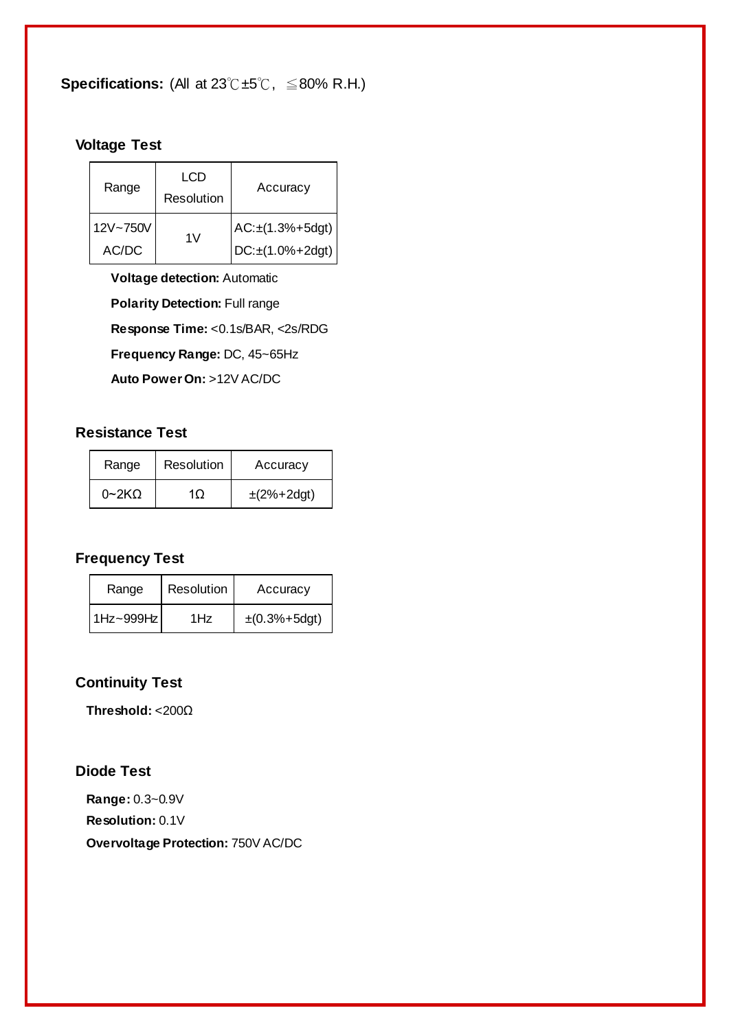**Specifications:** (All at 23℃±5℃, ≦80% R.H.)

### Voltage Test

| Range | LCD Resolution | Accuracy |
|---|---|---|
| 12V~750V AC/DC | 1V | AC:±(1.3%+5dgt)<br>DC:±(1.0%+2dgt) |

**Voltage detection:** Automatic

**Polarity Detection:** Full range

**Response Time:** <0.1s/BAR, <2s/RDG

**Frequency Range:** DC, 45~65Hz

**Auto Power On:** >12V AC/DC

### Resistance Test

| Range | Resolution | Accuracy |
|---|---|---|
| 0~2KΩ | 1Ω | ±(2%+2dgt) |

### Frequency Test

| Range | Resolution | Accuracy |
|---|---|---|
| 1Hz~999Hz | 1Hz | ±(0.3%+5dgt) |

### Continuity Test

**Threshold:** <200Ω

### Diode Test

**Range:** 0.3~0.9V

**Resolution:** 0.1V

**Overvoltage Protection:** 750V AC/DC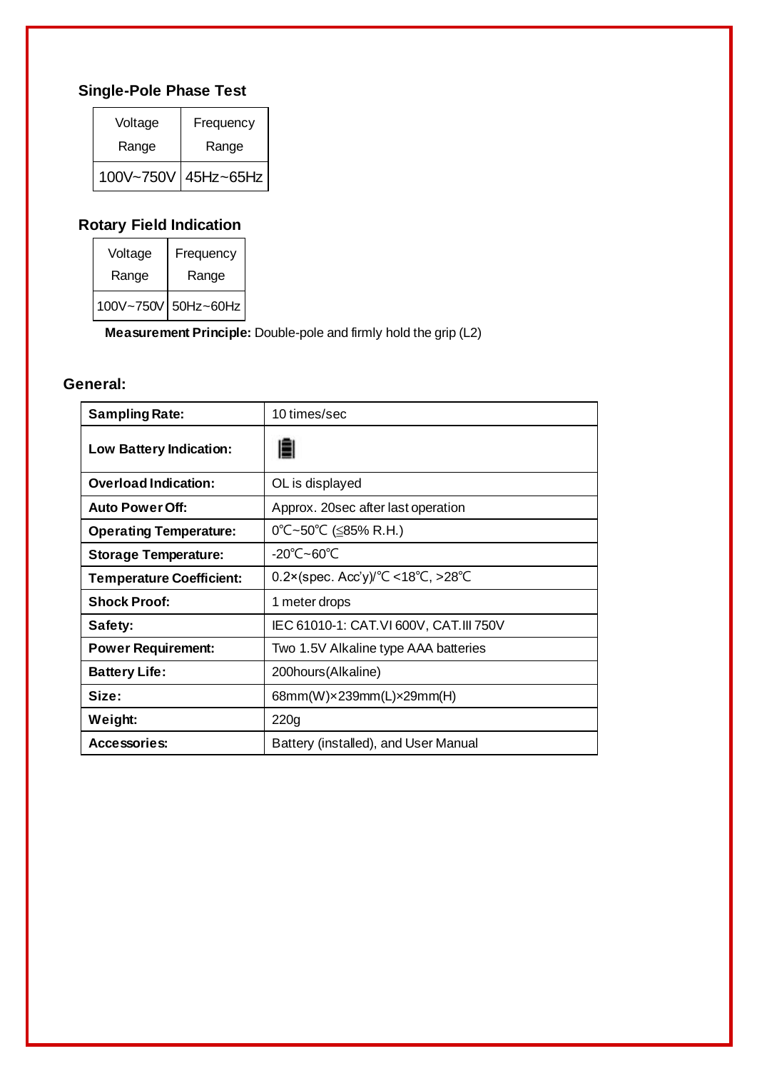### Single-Pole Phase Test

| Voltage Range | Frequency Range |
|---|---|
| 100V~750V | 45Hz~65Hz |

### Rotary Field Indication

| Voltage Range | Frequency Range |
|---|---|
| 100V~750V | 50Hz~60Hz |

**Measurement Principle:** Double-pole and firmly hold the grip (L2)

## General:

| | |
|---|---|
| **Sampling Rate:** | 10 times/sec |
| **Low Battery Indication:** | |
| **Overload Indication:** | OL is displayed |
| **Auto Power Off:** | Approx. 20sec after last operation |
| **Operating Temperature:** | 0℃~50℃ (≦85% R.H.) |
| **Storage Temperature:** | -20℃~60℃ |
| **Temperature Coefficient:** | 0.2×(spec. Acc'y)/℃ <18℃, >28℃ |
| **Shock Proof:** | 1 meter drops |
| **Safety:** | IEC 61010-1: CAT.VI 600V, CAT.III 750V |
| **Power Requirement:** | Two 1.5V Alkaline type AAA batteries |
| **Battery Life:** | 200hours(Alkaline) |
| **Size:** | 68mm(W)×239mm(L)×29mm(H) |
| **Weight:** | 220g |
| **Accessories:** | Battery (installed), and User Manual |